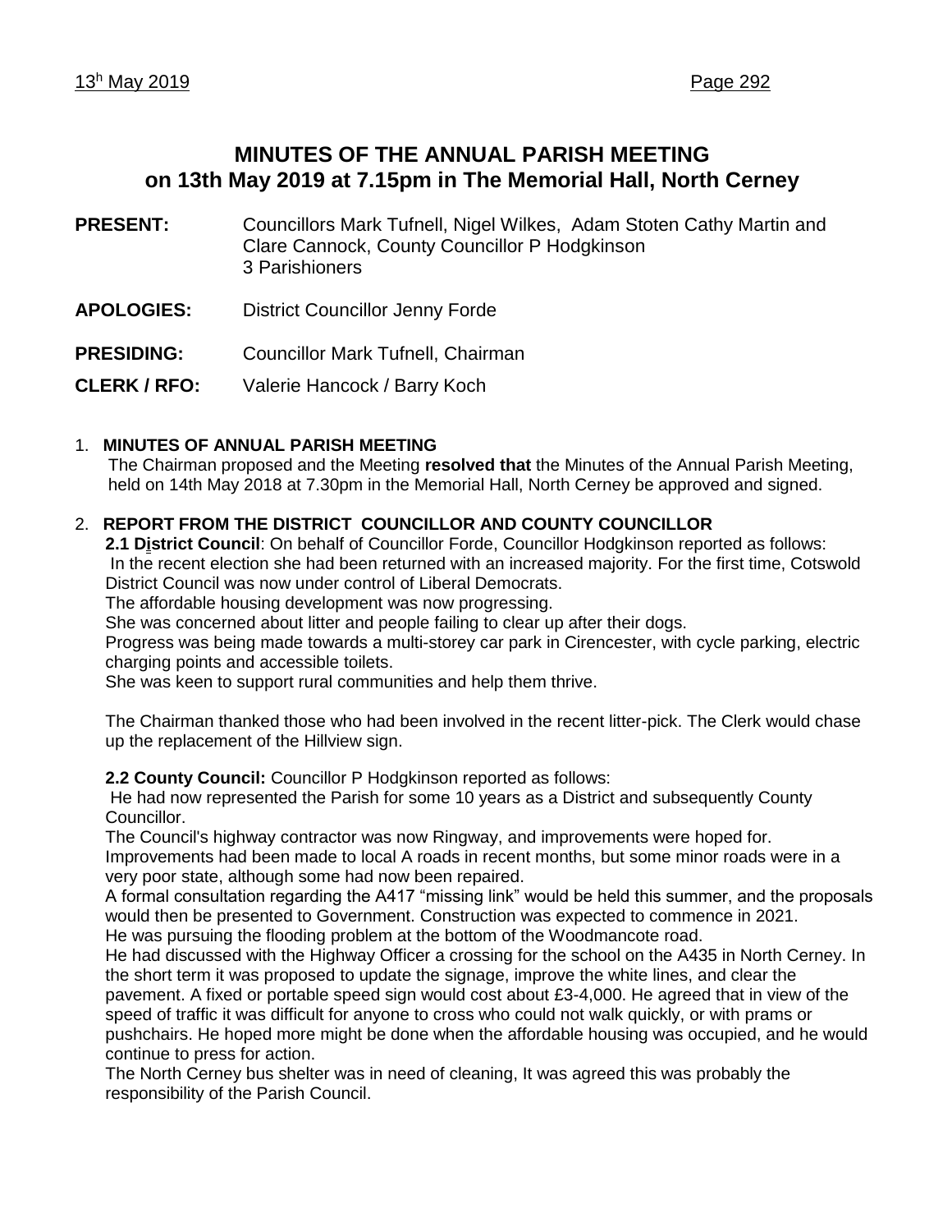# MINUTES OF THE ANNUAL PARISH MEETING on 13th May 2019 at 7.15pm in The Memorial Hall, North Cerney

**PRESENT:** Councillors Mark Tufnell, Nigel Wilkes, Adam Stoten Cathy Martin and Clare Cannock, County Councillor P Hodgkinson
3 Parishioners

**APOLOGIES:** District Councillor Jenny Forde

**PRESIDING:** Councillor Mark Tufnell, Chairman

**CLERK / RFO:** Valerie Hancock / Barry Koch

## 1. MINUTES OF ANNUAL PARISH MEETING

The Chairman proposed and the Meeting **resolved that** the Minutes of the Annual Parish Meeting, held on 14th May 2018 at 7.30pm in the Memorial Hall, North Cerney be approved and signed.

## 2. REPORT FROM THE DISTRICT COUNCILLOR AND COUNTY COUNCILLOR

**2.1 District Council**: On behalf of Councillor Forde, Councillor Hodgkinson reported as follows:
In the recent election she had been returned with an increased majority. For the first time, Cotswold District Council was now under control of Liberal Democrats.
The affordable housing development was now progressing.
She was concerned about litter and people failing to clear up after their dogs.
Progress was being made towards a multi-storey car park in Cirencester, with cycle parking, electric charging points and accessible toilets.
She was keen to support rural communities and help them thrive.

The Chairman thanked those who had been involved in the recent litter-pick. The Clerk would chase up the replacement of the Hillview sign.

**2.2 County Council:** Councillor P Hodgkinson reported as follows:
He had now represented the Parish for some 10 years as a District and subsequently County Councillor.
The Council's highway contractor was now Ringway, and improvements were hoped for.
Improvements had been made to local A roads in recent months, but some minor roads were in a very poor state, although some had now been repaired.
A formal consultation regarding the A417 "missing link" would be held this summer, and the proposals would then be presented to Government. Construction was expected to commence in 2021.
He was pursuing the flooding problem at the bottom of the Woodmancote road.
He had discussed with the Highway Officer a crossing for the school on the A435 in North Cerney. In the short term it was proposed to update the signage, improve the white lines, and clear the pavement. A fixed or portable speed sign would cost about £3-4,000. He agreed that in view of the speed of traffic it was difficult for anyone to cross who could not walk quickly, or with prams or pushchairs. He hoped more might be done when the affordable housing was occupied, and he would continue to press for action.
The North Cerney bus shelter was in need of cleaning, It was agreed this was probably the responsibility of the Parish Council.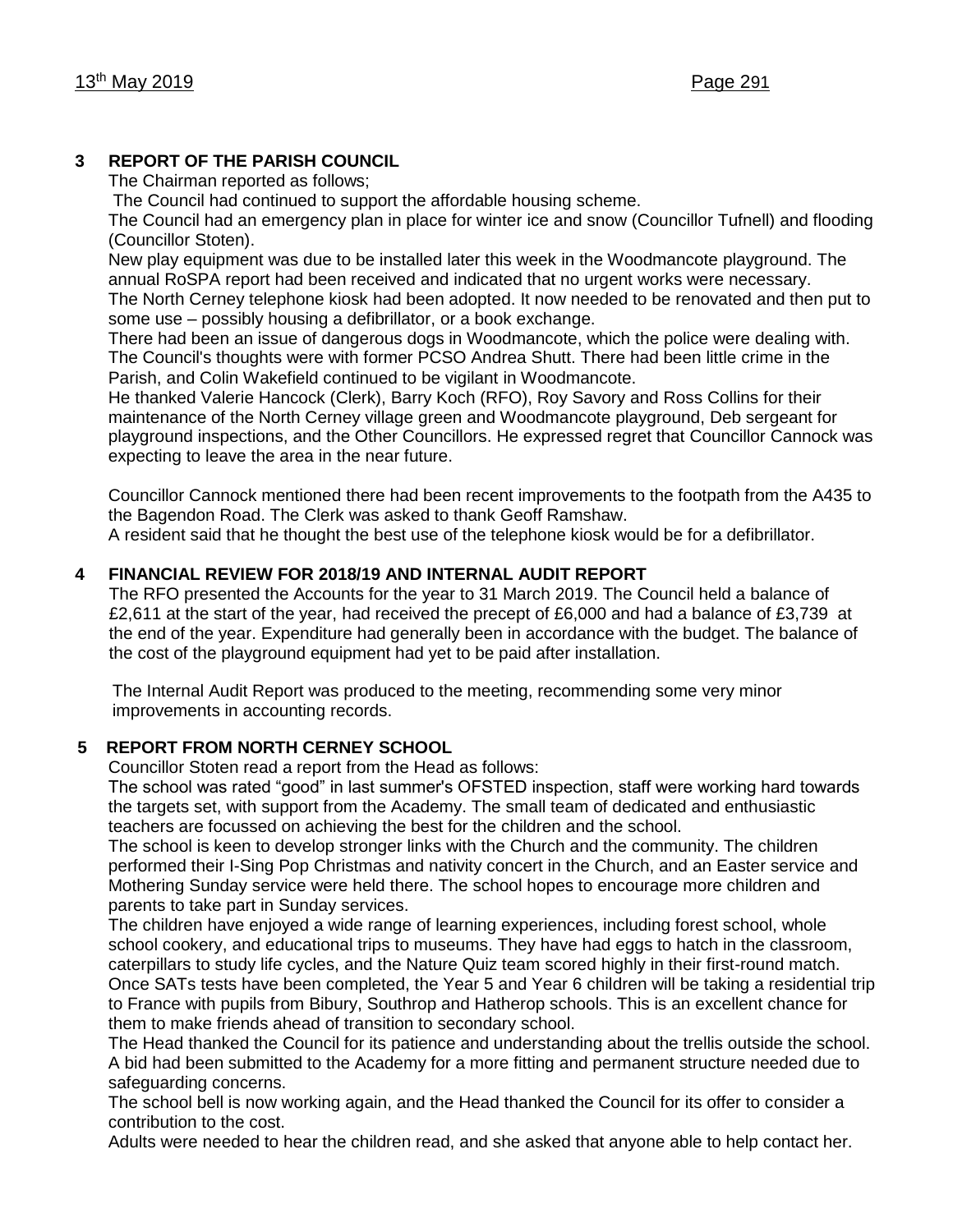## 3 REPORT OF THE PARISH COUNCIL

The Chairman reported as follows;

The Council had continued to support the affordable housing scheme.

The Council had an emergency plan in place for winter ice and snow (Councillor Tufnell) and flooding (Councillor Stoten).

New play equipment was due to be installed later this week in the Woodmancote playground. The annual RoSPA report had been received and indicated that no urgent works were necessary.

The North Cerney telephone kiosk had been adopted. It now needed to be renovated and then put to some use – possibly housing a defibrillator, or a book exchange.

There had been an issue of dangerous dogs in Woodmancote, which the police were dealing with. The Council's thoughts were with former PCSO Andrea Shutt. There had been little crime in the Parish, and Colin Wakefield continued to be vigilant in Woodmancote.

He thanked Valerie Hancock (Clerk), Barry Koch (RFO), Roy Savory and Ross Collins for their maintenance of the North Cerney village green and Woodmancote playground, Deb sergeant for playground inspections, and the Other Councillors. He expressed regret that Councillor Cannock was expecting to leave the area in the near future.

Councillor Cannock mentioned there had been recent improvements to the footpath from the A435 to the Bagendon Road. The Clerk was asked to thank Geoff Ramshaw.

A resident said that he thought the best use of the telephone kiosk would be for a defibrillator.

## 4 FINANCIAL REVIEW FOR 2018/19 AND INTERNAL AUDIT REPORT

The RFO presented the Accounts for the year to 31 March 2019. The Council held a balance of £2,611 at the start of the year, had received the precept of £6,000 and had a balance of £3,739 at the end of the year. Expenditure had generally been in accordance with the budget. The balance of the cost of the playground equipment had yet to be paid after installation.

The Internal Audit Report was produced to the meeting, recommending some very minor improvements in accounting records.

## 5 REPORT FROM NORTH CERNEY SCHOOL

Councillor Stoten read a report from the Head as follows:

The school was rated "good" in last summer's OFSTED inspection, staff were working hard towards the targets set, with support from the Academy. The small team of dedicated and enthusiastic teachers are focussed on achieving the best for the children and the school.

The school is keen to develop stronger links with the Church and the community. The children performed their I-Sing Pop Christmas and nativity concert in the Church, and an Easter service and Mothering Sunday service were held there. The school hopes to encourage more children and parents to take part in Sunday services.

The children have enjoyed a wide range of learning experiences, including forest school, whole school cookery, and educational trips to museums. They have had eggs to hatch in the classroom, caterpillars to study life cycles, and the Nature Quiz team scored highly in their first-round match. Once SATs tests have been completed, the Year 5 and Year 6 children will be taking a residential trip to France with pupils from Bibury, Southrop and Hatherop schools. This is an excellent chance for them to make friends ahead of transition to secondary school.

The Head thanked the Council for its patience and understanding about the trellis outside the school. A bid had been submitted to the Academy for a more fitting and permanent structure needed due to safeguarding concerns.

The school bell is now working again, and the Head thanked the Council for its offer to consider a contribution to the cost.

Adults were needed to hear the children read, and she asked that anyone able to help contact her.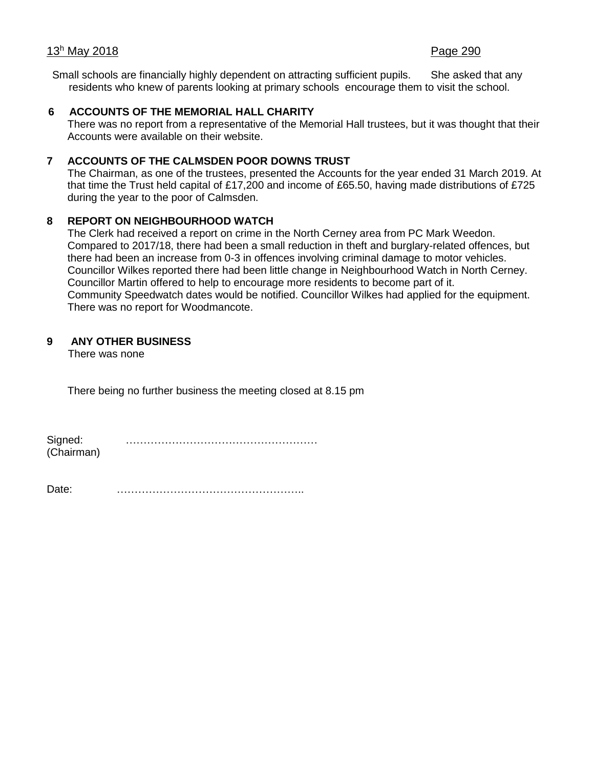Small schools are financially highly dependent on attracting sufficient pupils. She asked that any residents who knew of parents looking at primary schools encourage them to visit the school.

**6 ACCOUNTS OF THE MEMORIAL HALL CHARITY**

There was no report from a representative of the Memorial Hall trustees, but it was thought that their Accounts were available on their website.

**7 ACCOUNTS OF THE CALMSDEN POOR DOWNS TRUST**

The Chairman, as one of the trustees, presented the Accounts for the year ended 31 March 2019. At that time the Trust held capital of £17,200 and income of £65.50, having made distributions of £725 during the year to the poor of Calmsden.

**8 REPORT ON NEIGHBOURHOOD WATCH**

The Clerk had received a report on crime in the North Cerney area from PC Mark Weedon. Compared to 2017/18, there had been a small reduction in theft and burglary-related offences, but there had been an increase from 0-3 in offences involving criminal damage to motor vehicles.
Councillor Wilkes reported there had been little change in Neighbourhood Watch in North Cerney. Councillor Martin offered to help to encourage more residents to become part of it.
Community Speedwatch dates would be notified. Councillor Wilkes had applied for the equipment.
There was no report for Woodmancote.

**9 ANY OTHER BUSINESS**

There was none

There being no further business the meeting closed at 8.15 pm

Signed: ………………………………………………
(Chairman)

Date: ……………………………………………..